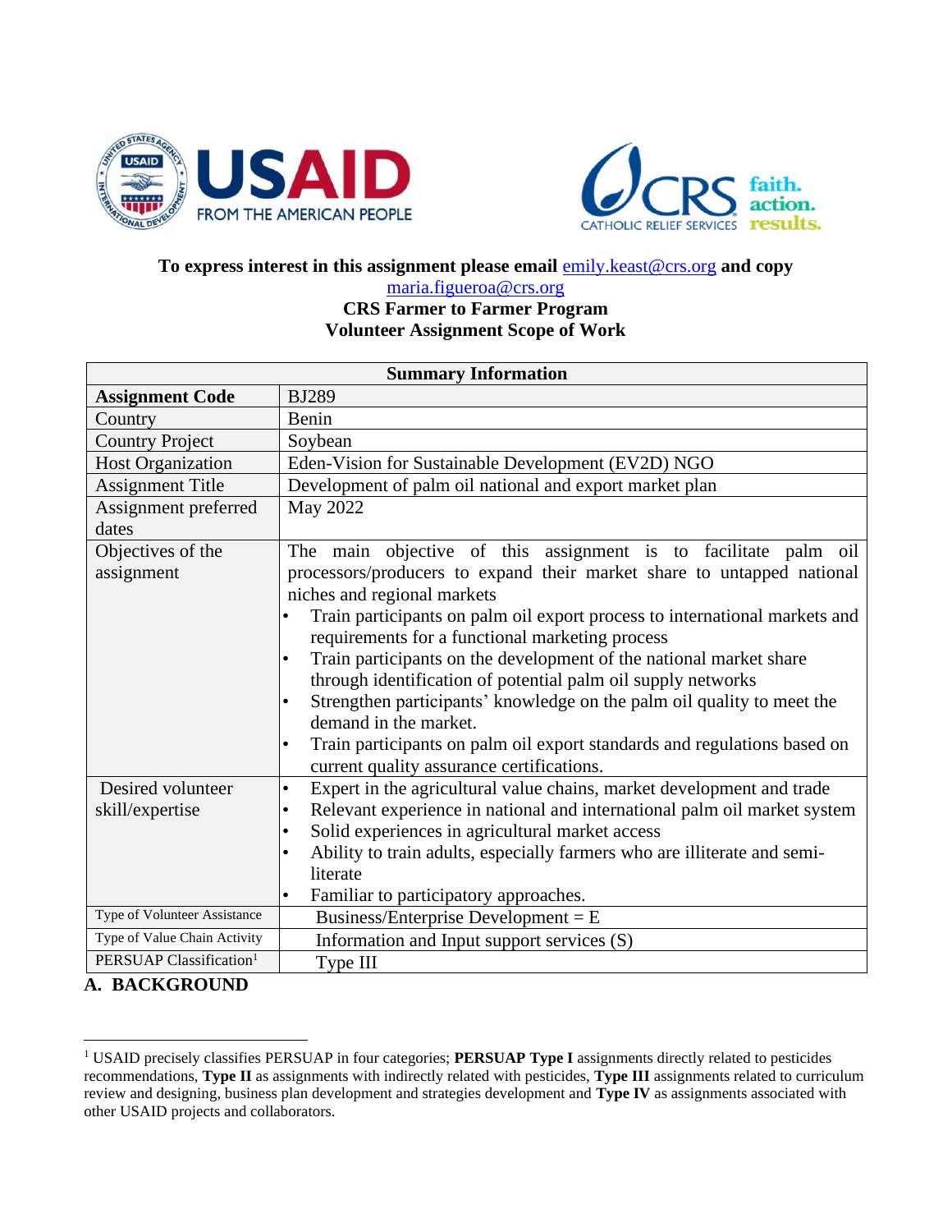**To express interest in this assignment please email** emily.keast@crs.org **and copy** maria.figueroa@crs.org

**CRS Farmer to Farmer Program**

**Volunteer Assignment Scope of Work**

| **Summary Information** | |
|---|---|
| **Assignment Code** | BJ289 |
| Country | Benin |
| Country Project | Soybean |
| Host Organization | Eden-Vision for Sustainable Development (EV2D) NGO |
| Assignment Title | Development of palm oil national and export market plan |
| Assignment preferred dates | May 2022 |
| Objectives of the assignment | The main objective of this assignment is to facilitate palm oil processors/producers to expand their market share to untapped national niches and regional markets<br>• Train participants on palm oil export process to international markets and requirements for a functional marketing process<br>• Train participants on the development of the national market share through identification of potential palm oil supply networks<br>• Strengthen participants' knowledge on the palm oil quality to meet the demand in the market.<br>• Train participants on palm oil export standards and regulations based on current quality assurance certifications. |
| Desired volunteer skill/expertise | • Expert in the agricultural value chains, market development and trade<br>• Relevant experience in national and international palm oil market system<br>• Solid experiences in agricultural market access<br>• Ability to train adults, especially farmers who are illiterate and semi-literate<br>• Familiar to participatory approaches. |
| Type of Volunteer Assistance | Business/Enterprise Development = E |
| Type of Value Chain Activity | Information and Input support services (S) |
| PERSUAP Classification[1] | Type III |

## A. BACKGROUND

[1] USAID precisely classifies PERSUAP in four categories; **PERSUAP Type I** assignments directly related to pesticides recommendations, **Type II** as assignments with indirectly related with pesticides, **Type III** assignments related to curriculum review and designing, business plan development and strategies development and **Type IV** as assignments associated with other USAID projects and collaborators.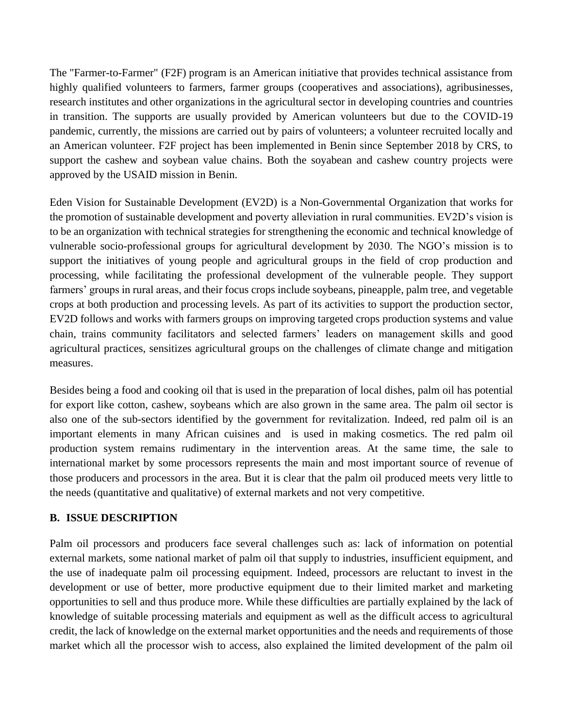The "Farmer-to-Farmer" (F2F) program is an American initiative that provides technical assistance from highly qualified volunteers to farmers, farmer groups (cooperatives and associations), agribusinesses, research institutes and other organizations in the agricultural sector in developing countries and countries in transition. The supports are usually provided by American volunteers but due to the COVID-19 pandemic, currently, the missions are carried out by pairs of volunteers; a volunteer recruited locally and an American volunteer. F2F project has been implemented in Benin since September 2018 by CRS, to support the cashew and soybean value chains. Both the soyabean and cashew country projects were approved by the USAID mission in Benin.

Eden Vision for Sustainable Development (EV2D) is a Non-Governmental Organization that works for the promotion of sustainable development and poverty alleviation in rural communities. EV2D's vision is to be an organization with technical strategies for strengthening the economic and technical knowledge of vulnerable socio-professional groups for agricultural development by 2030. The NGO's mission is to support the initiatives of young people and agricultural groups in the field of crop production and processing, while facilitating the professional development of the vulnerable people. They support farmers' groups in rural areas, and their focus crops include soybeans, pineapple, palm tree, and vegetable crops at both production and processing levels. As part of its activities to support the production sector, EV2D follows and works with farmers groups on improving targeted crops production systems and value chain, trains community facilitators and selected farmers' leaders on management skills and good agricultural practices, sensitizes agricultural groups on the challenges of climate change and mitigation measures.

Besides being a food and cooking oil that is used in the preparation of local dishes, palm oil has potential for export like cotton, cashew, soybeans which are also grown in the same area. The palm oil sector is also one of the sub-sectors identified by the government for revitalization. Indeed, red palm oil is an important elements in many African cuisines and is used in making cosmetics. The red palm oil production system remains rudimentary in the intervention areas. At the same time, the sale to international market by some processors represents the main and most important source of revenue of those producers and processors in the area. But it is clear that the palm oil produced meets very little to the needs (quantitative and qualitative) of external markets and not very competitive.

## B. ISSUE DESCRIPTION

Palm oil processors and producers face several challenges such as: lack of information on potential external markets, some national market of palm oil that supply to industries, insufficient equipment, and the use of inadequate palm oil processing equipment. Indeed, processors are reluctant to invest in the development or use of better, more productive equipment due to their limited market and marketing opportunities to sell and thus produce more. While these difficulties are partially explained by the lack of knowledge of suitable processing materials and equipment as well as the difficult access to agricultural credit, the lack of knowledge on the external market opportunities and the needs and requirements of those market which all the processor wish to access, also explained the limited development of the palm oil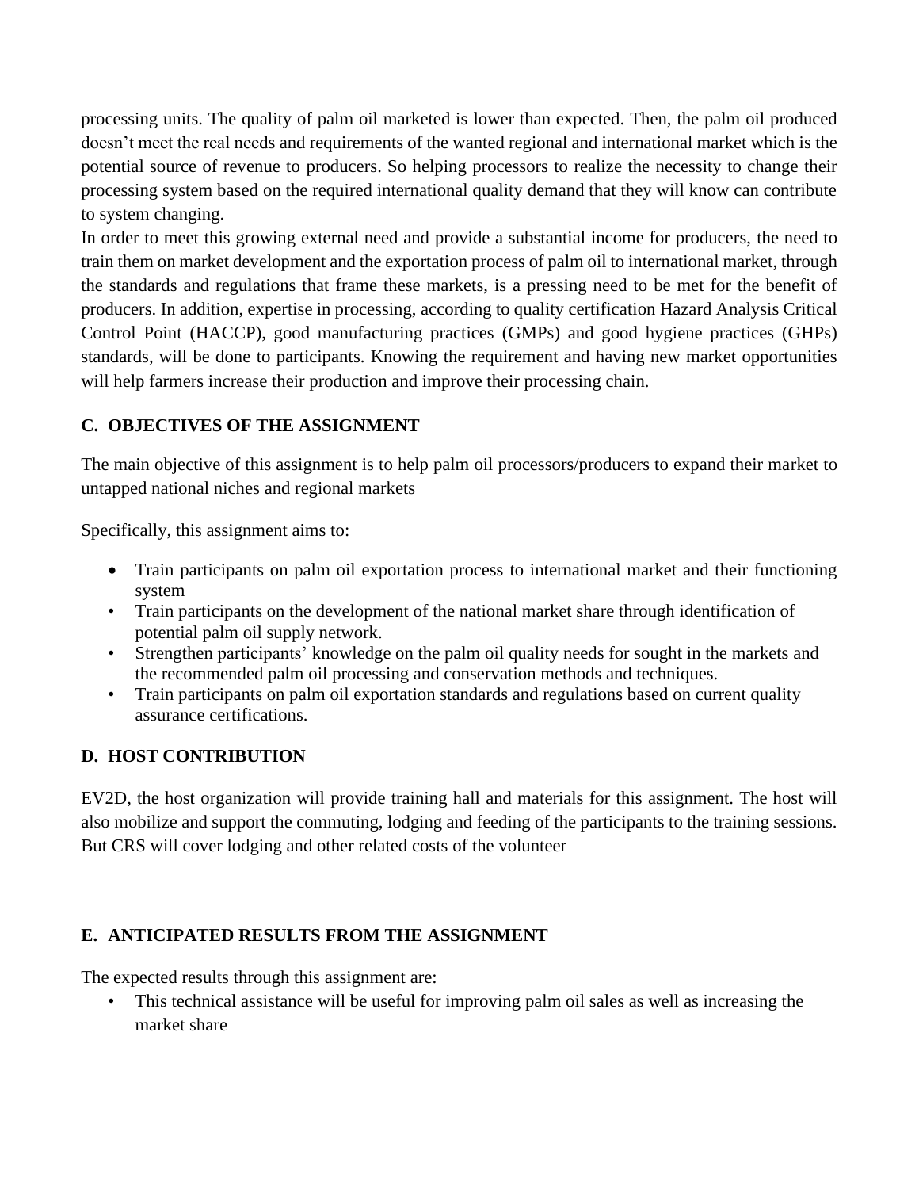processing units. The quality of palm oil marketed is lower than expected. Then, the palm oil produced doesn't meet the real needs and requirements of the wanted regional and international market which is the potential source of revenue to producers. So helping processors to realize the necessity to change their processing system based on the required international quality demand that they will know can contribute to system changing.

In order to meet this growing external need and provide a substantial income for producers, the need to train them on market development and the exportation process of palm oil to international market, through the standards and regulations that frame these markets, is a pressing need to be met for the benefit of producers. In addition, expertise in processing, according to quality certification Hazard Analysis Critical Control Point (HACCP), good manufacturing practices (GMPs) and good hygiene practices (GHPs) standards, will be done to participants. Knowing the requirement and having new market opportunities will help farmers increase their production and improve their processing chain.

### C. OBJECTIVES OF THE ASSIGNMENT

The main objective of this assignment is to help palm oil processors/producers to expand their market to untapped national niches and regional markets

Specifically, this assignment aims to:

- Train participants on palm oil exportation process to international market and their functioning system
- Train participants on the development of the national market share through identification of potential palm oil supply network.
- Strengthen participants' knowledge on the palm oil quality needs for sought in the markets and the recommended palm oil processing and conservation methods and techniques.
- Train participants on palm oil exportation standards and regulations based on current quality assurance certifications.

### D. HOST CONTRIBUTION

EV2D, the host organization will provide training hall and materials for this assignment. The host will also mobilize and support the commuting, lodging and feeding of the participants to the training sessions. But CRS will cover lodging and other related costs of the volunteer

### E. ANTICIPATED RESULTS FROM THE ASSIGNMENT

The expected results through this assignment are:

- This technical assistance will be useful for improving palm oil sales as well as increasing the market share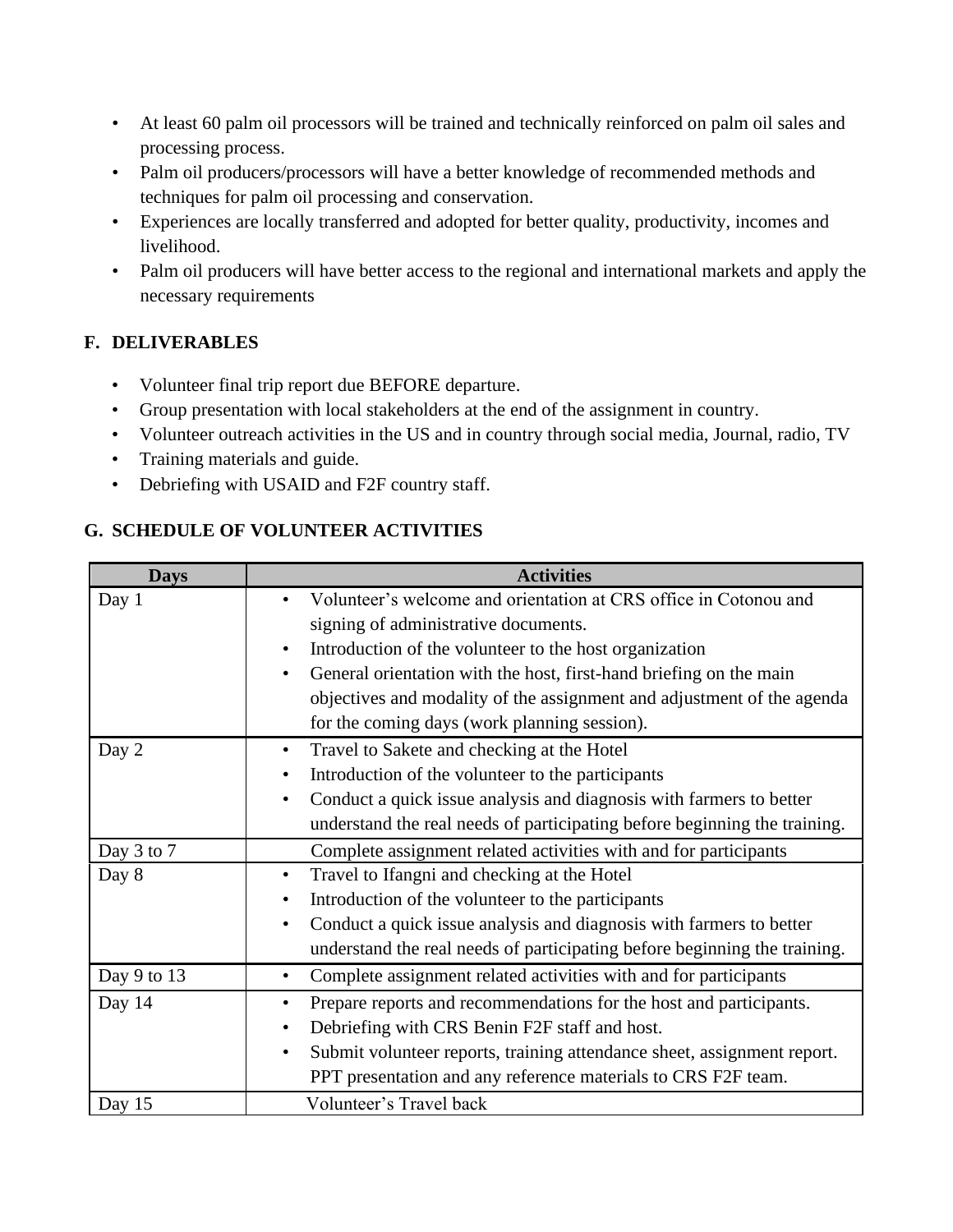- At least 60 palm oil processors will be trained and technically reinforced on palm oil sales and processing process.
- Palm oil producers/processors will have a better knowledge of recommended methods and techniques for palm oil processing and conservation.
- Experiences are locally transferred and adopted for better quality, productivity, incomes and livelihood.
- Palm oil producers will have better access to the regional and international markets and apply the necessary requirements

## F. DELIVERABLES

- Volunteer final trip report due BEFORE departure.
- Group presentation with local stakeholders at the end of the assignment in country.
- Volunteer outreach activities in the US and in country through social media, Journal, radio, TV
- Training materials and guide.
- Debriefing with USAID and F2F country staff.

## G. SCHEDULE OF VOLUNTEER ACTIVITIES

| Days | Activities |
|---|---|
| Day 1 | • Volunteer's welcome and orientation at CRS office in Cotonou and signing of administrative documents.<br>• Introduction of the volunteer to the host organization<br>• General orientation with the host, first-hand briefing on the main objectives and modality of the assignment and adjustment of the agenda for the coming days (work planning session). |
| Day 2 | • Travel to Sakete and checking at the Hotel<br>• Introduction of the volunteer to the participants<br>• Conduct a quick issue analysis and diagnosis with farmers to better understand the real needs of participating before beginning the training. |
| Day 3 to 7 | Complete assignment related activities with and for participants |
| Day 8 | • Travel to Ifangni and checking at the Hotel<br>• Introduction of the volunteer to the participants<br>• Conduct a quick issue analysis and diagnosis with farmers to better understand the real needs of participating before beginning the training. |
| Day 9 to 13 | • Complete assignment related activities with and for participants |
| Day 14 | • Prepare reports and recommendations for the host and participants.<br>• Debriefing with CRS Benin F2F staff and host.<br>• Submit volunteer reports, training attendance sheet, assignment report. PPT presentation and any reference materials to CRS F2F team. |
| Day 15 | Volunteer's Travel back |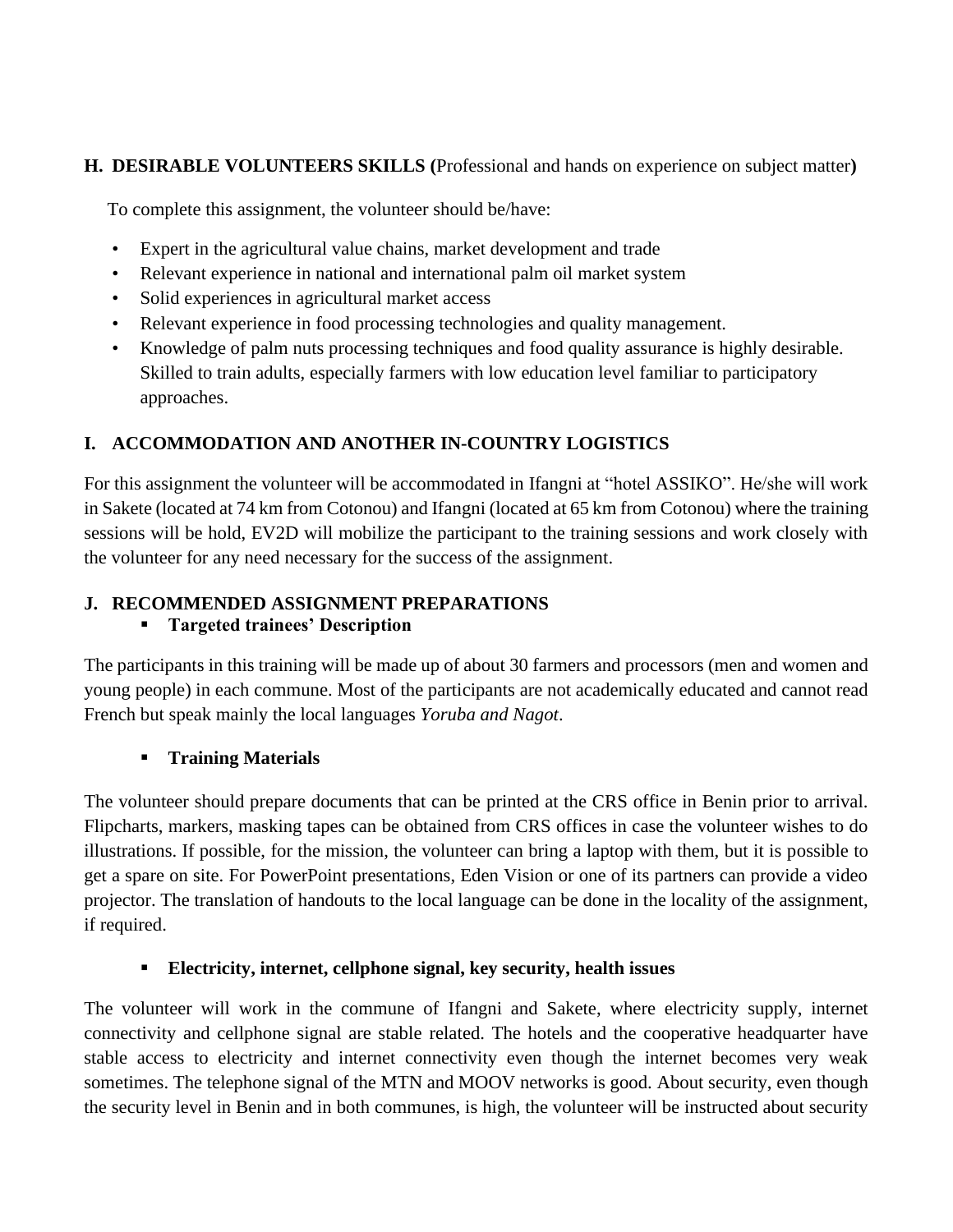## H. DESIRABLE VOLUNTEERS SKILLS (Professional and hands on experience on subject matter)

To complete this assignment, the volunteer should be/have:

- Expert in the agricultural value chains, market development and trade
- Relevant experience in national and international palm oil market system
- Solid experiences in agricultural market access
- Relevant experience in food processing technologies and quality management.
- Knowledge of palm nuts processing techniques and food quality assurance is highly desirable. Skilled to train adults, especially farmers with low education level familiar to participatory approaches.

## I. ACCOMMODATION AND ANOTHER IN-COUNTRY LOGISTICS

For this assignment the volunteer will be accommodated in Ifangni at "hotel ASSIKO". He/she will work in Sakete (located at 74 km from Cotonou) and Ifangni (located at 65 km from Cotonou) where the training sessions will be hold, EV2D will mobilize the participant to the training sessions and work closely with the volunteer for any need necessary for the success of the assignment.

## J. RECOMMENDED ASSIGNMENT PREPARATIONS

- **Targeted trainees' Description**

The participants in this training will be made up of about 30 farmers and processors (men and women and young people) in each commune. Most of the participants are not academically educated and cannot read French but speak mainly the local languages *Yoruba and Nagot*.

- **Training Materials**

The volunteer should prepare documents that can be printed at the CRS office in Benin prior to arrival. Flipcharts, markers, masking tapes can be obtained from CRS offices in case the volunteer wishes to do illustrations. If possible, for the mission, the volunteer can bring a laptop with them, but it is possible to get a spare on site. For PowerPoint presentations, Eden Vision or one of its partners can provide a video projector. The translation of handouts to the local language can be done in the locality of the assignment, if required.

- **Electricity, internet, cellphone signal, key security, health issues**

The volunteer will work in the commune of Ifangni and Sakete, where electricity supply, internet connectivity and cellphone signal are stable related. The hotels and the cooperative headquarter have stable access to electricity and internet connectivity even though the internet becomes very weak sometimes. The telephone signal of the MTN and MOOV networks is good. About security, even though the security level in Benin and in both communes, is high, the volunteer will be instructed about security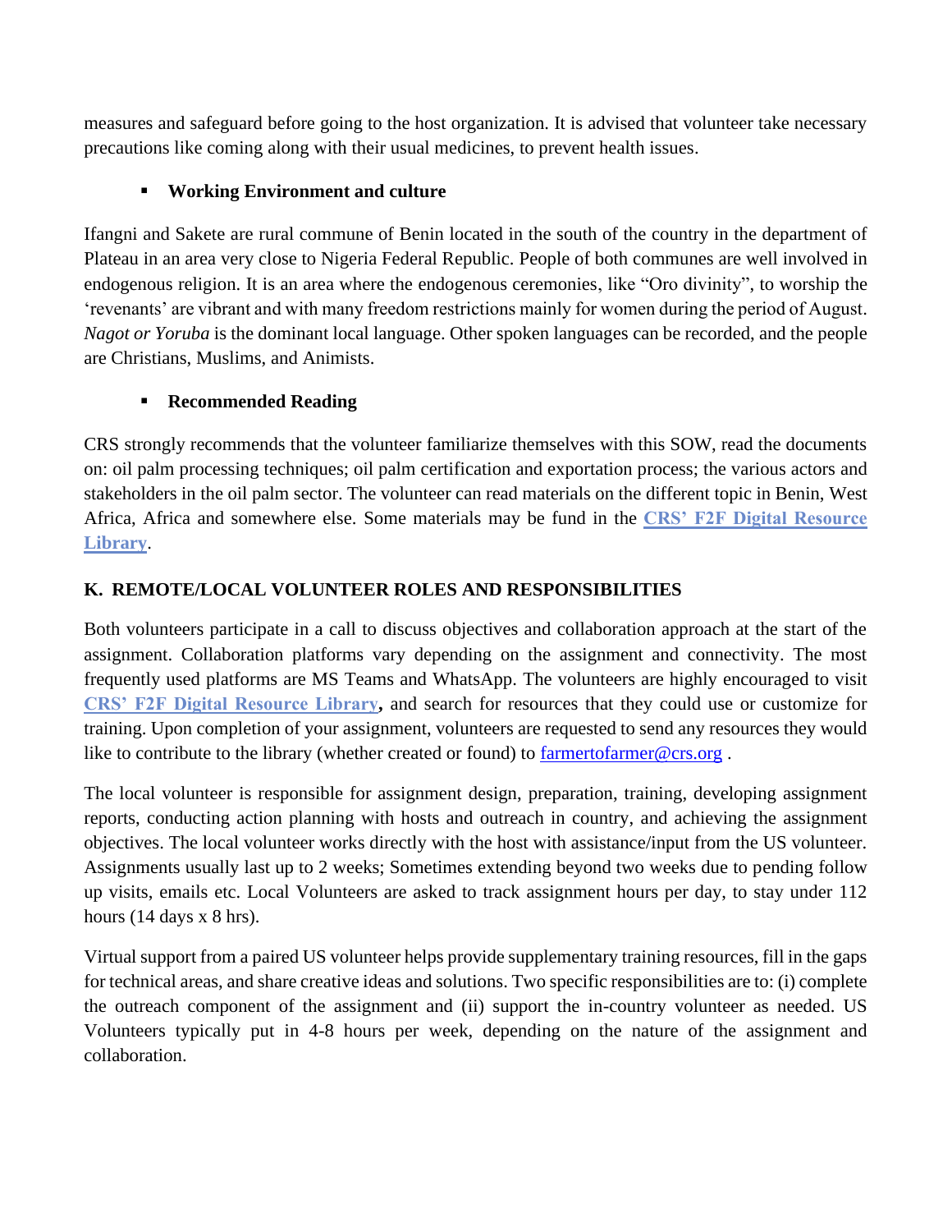measures and safeguard before going to the host organization. It is advised that volunteer take necessary precautions like coming along with their usual medicines, to prevent health issues.

- **Working Environment and culture**

Ifangni and Sakete are rural commune of Benin located in the south of the country in the department of Plateau in an area very close to Nigeria Federal Republic. People of both communes are well involved in endogenous religion. It is an area where the endogenous ceremonies, like "Oro divinity", to worship the 'revenants' are vibrant and with many freedom restrictions mainly for women during the period of August. *Nagot or Yoruba* is the dominant local language. Other spoken languages can be recorded, and the people are Christians, Muslims, and Animists.

- **Recommended Reading**

CRS strongly recommends that the volunteer familiarize themselves with this SOW, read the documents on: oil palm processing techniques; oil palm certification and exportation process; the various actors and stakeholders in the oil palm sector. The volunteer can read materials on the different topic in Benin, West Africa, Africa and somewhere else. Some materials may be fund in the **CRS' F2F Digital Resource Library**.

## K. REMOTE/LOCAL VOLUNTEER ROLES AND RESPONSIBILITIES

Both volunteers participate in a call to discuss objectives and collaboration approach at the start of the assignment. Collaboration platforms vary depending on the assignment and connectivity. The most frequently used platforms are MS Teams and WhatsApp. The volunteers are highly encouraged to visit **CRS' F2F Digital Resource Library,** and search for resources that they could use or customize for training. Upon completion of your assignment, volunteers are requested to send any resources they would like to contribute to the library (whether created or found) to farmertofarmer@crs.org .

The local volunteer is responsible for assignment design, preparation, training, developing assignment reports, conducting action planning with hosts and outreach in country, and achieving the assignment objectives. The local volunteer works directly with the host with assistance/input from the US volunteer. Assignments usually last up to 2 weeks; Sometimes extending beyond two weeks due to pending follow up visits, emails etc. Local Volunteers are asked to track assignment hours per day, to stay under 112 hours (14 days x 8 hrs).

Virtual support from a paired US volunteer helps provide supplementary training resources, fill in the gaps for technical areas, and share creative ideas and solutions. Two specific responsibilities are to: (i) complete the outreach component of the assignment and (ii) support the in-country volunteer as needed. US Volunteers typically put in 4-8 hours per week, depending on the nature of the assignment and collaboration.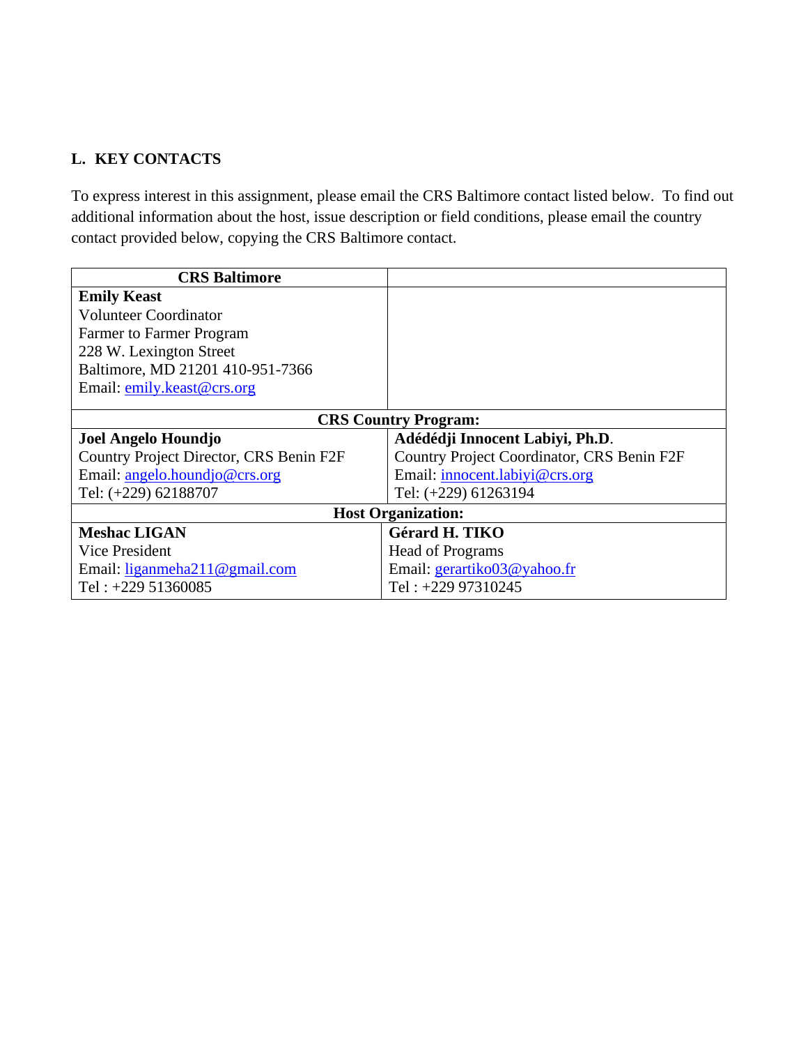## L. KEY CONTACTS

To express interest in this assignment, please email the CRS Baltimore contact listed below. To find out additional information about the host, issue description or field conditions, please email the country contact provided below, copying the CRS Baltimore contact.

| **CRS Baltimore** | |
|---|---|
| **Emily Keast**<br>Volunteer Coordinator<br>Farmer to Farmer Program<br>228 W. Lexington Street<br>Baltimore, MD 21201 410-951-7366<br>Email: emily.keast@crs.org | |
| **CRS Country Program:** | |
| **Joel Angelo Houndjo**<br>Country Project Director, CRS Benin F2F<br>Email: angelo.houndjo@crs.org<br>Tel: (+229) 62188707 | **Adédédji Innocent Labiyi, Ph.D**.<br>Country Project Coordinator, CRS Benin F2F<br>Email: innocent.labiyi@crs.org<br>Tel: (+229) 61263194 |
| **Host Organization:** | |
| **Meshac LIGAN**<br>Vice President<br>Email: liganmeha211@gmail.com<br>Tel : +229 51360085 | **Gérard H. TIKO**<br>Head of Programs<br>Email: gerartiko03@yahoo.fr<br>Tel : +229 97310245 |